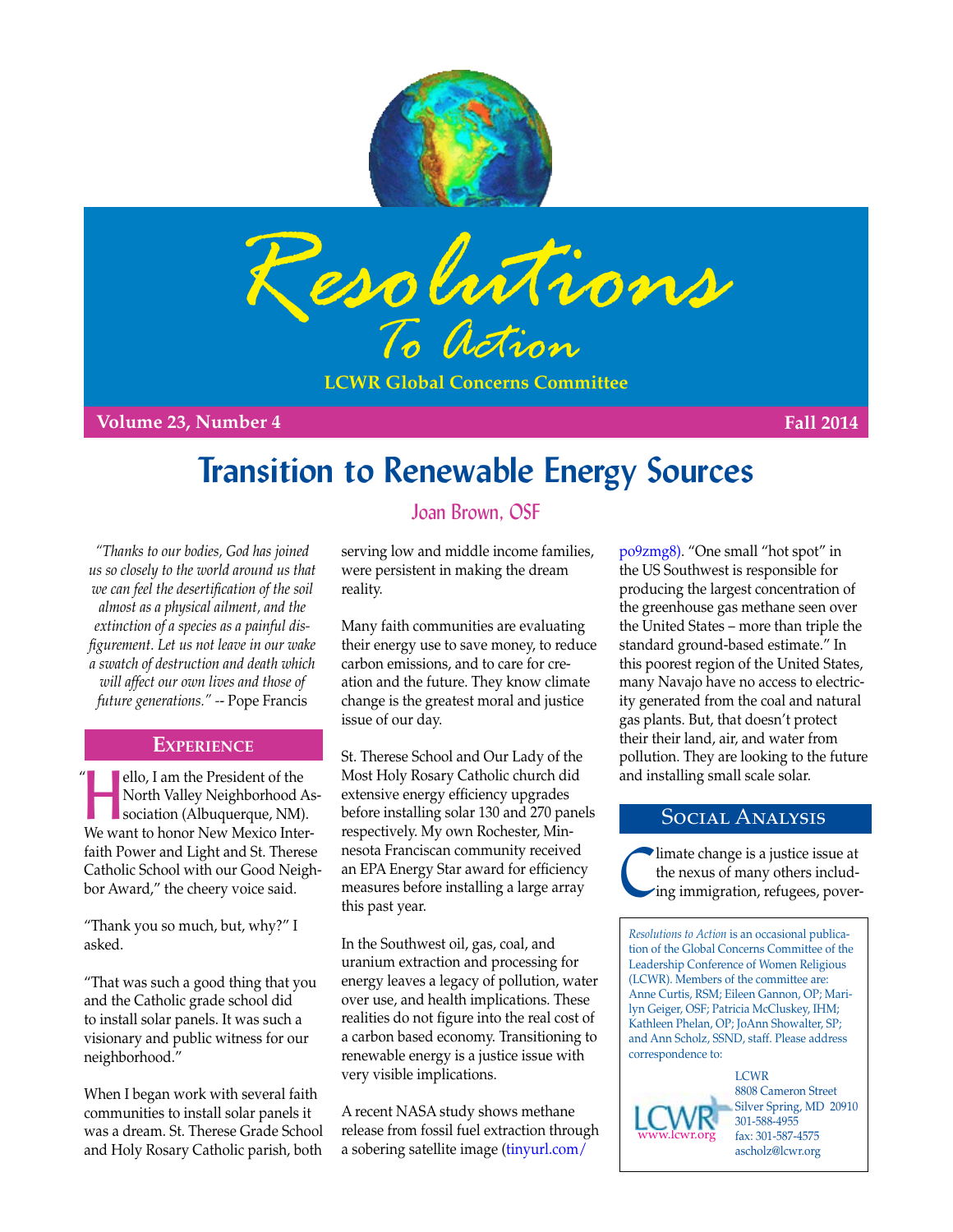# Resolutions To Action

**LCWR Global Concerns Committee**

**Volume 23, Number 4** **Fall 2014**

# Transition to Renewable Energy Sources

Joan Brown, OSF

*"Thanks to our bodies, God has joined us so closely to the world around us that we can feel the desertification of the soil almost as a physical ailment, and the extinction of a species as a painful disfigurement. Let us not leave in our wake a swatch of destruction and death which will affect our own lives and those of future generations."* -- Pope Francis

## Experience

"Hello, I am the President of the North Valley Neighborhood Association (Albuquerque, NM). We want to honor New Mexico Interfaith Power and Light and St. Therese Catholic School with our Good Neighbor Award," the cheery voice said.

"Thank you so much, but, why?" I asked.

"That was such a good thing that you and the Catholic grade school did to install solar panels. It was such a visionary and public witness for our neighborhood."

When I began work with several faith communities to install solar panels it was a dream. St. Therese Grade School and Holy Rosary Catholic parish, both serving low and middle income families, were persistent in making the dream reality.

Many faith communities are evaluating their energy use to save money, to reduce carbon emissions, and to care for creation and the future. They know climate change is the greatest moral and justice issue of our day.

St. Therese School and Our Lady of the Most Holy Rosary Catholic church did extensive energy efficiency upgrades before installing solar 130 and 270 panels respectively. My own Rochester, Minnesota Franciscan community received an EPA Energy Star award for efficiency measures before installing a large array this past year.

In the Southwest oil, gas, coal, and uranium extraction and processing for energy leaves a legacy of pollution, water over use, and health implications. These realities do not figure into the real cost of a carbon based economy. Transitioning to renewable energy is a justice issue with very visible implications.

A recent NASA study shows methane release from fossil fuel extraction through a sobering satellite image (tinyurl.com/po9zmg8). "One small "hot spot" in the US Southwest is responsible for producing the largest concentration of the greenhouse gas methane seen over the United States – more than triple the standard ground-based estimate." In this poorest region of the United States, many Navajo have no access to electricity generated from the coal and natural gas plants. But, that doesn't protect their their land, air, and water from pollution. They are looking to the future and installing small scale solar.

## Social Analysis

Climate change is a justice issue at the nexus of many others including immigration, refugees, pover-

*Resolutions to Action* is an occasional publication of the Global Concerns Committee of the Leadership Conference of Women Religious (LCWR). Members of the committee are: Anne Curtis, RSM; Eileen Gannon, OP; Marilyn Geiger, OSF; Patricia McCluskey, IHM; Kathleen Phelan, OP; JoAnn Showalter, SP; and Ann Scholz, SSND, staff. Please address correspondence to:

LCWR
8808 Cameron Street
Silver Spring, MD 20910
301-588-4955
fax: 301-587-4575
ascholz@lcwr.org
www.lcwr.org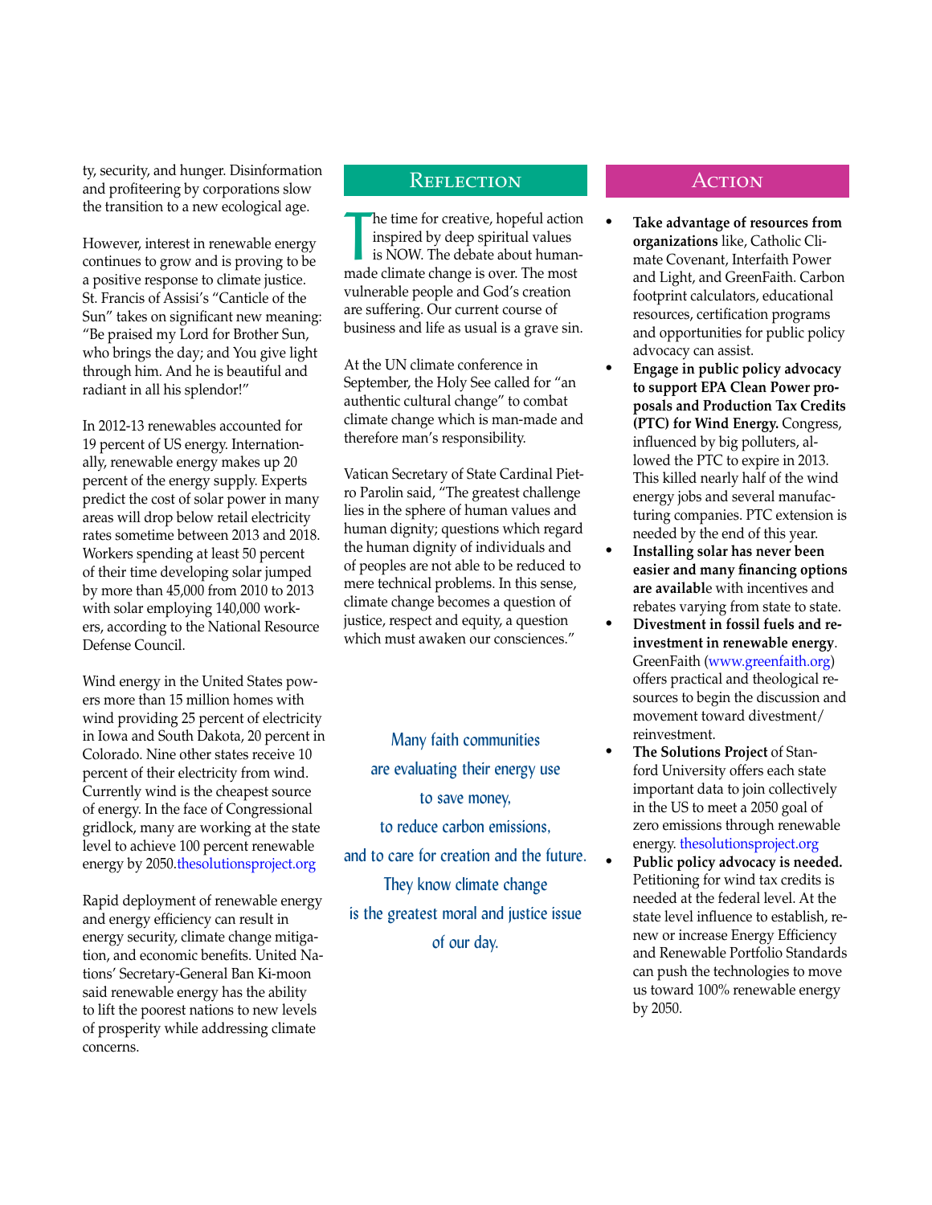ty, security, and hunger. Disinformation and profiteering by corporations slow the transition to a new ecological age.

However, interest in renewable energy continues to grow and is proving to be a positive response to climate justice. St. Francis of Assisi's "Canticle of the Sun" takes on significant new meaning: "Be praised my Lord for Brother Sun, who brings the day; and You give light through him. And he is beautiful and radiant in all his splendor!"

In 2012-13 renewables accounted for 19 percent of US energy. Internationally, renewable energy makes up 20 percent of the energy supply. Experts predict the cost of solar power in many areas will drop below retail electricity rates sometime between 2013 and 2018. Workers spending at least 50 percent of their time developing solar jumped by more than 45,000 from 2010 to 2013 with solar employing 140,000 workers, according to the National Resource Defense Council.

Wind energy in the United States powers more than 15 million homes with wind providing 25 percent of electricity in Iowa and South Dakota, 20 percent in Colorado. Nine other states receive 10 percent of their electricity from wind. Currently wind is the cheapest source of energy. In the face of Congressional gridlock, many are working at the state level to achieve 100 percent renewable energy by 2050.thesolutionsproject.org

Rapid deployment of renewable energy and energy efficiency can result in energy security, climate change mitigation, and economic benefits. United Nations' Secretary-General Ban Ki-moon said renewable energy has the ability to lift the poorest nations to new levels of prosperity while addressing climate concerns.

## Reflection

The time for creative, hopeful action inspired by deep spiritual values is NOW. The debate about human-made climate change is over. The most vulnerable people and God's creation are suffering. Our current course of business and life as usual is a grave sin.

At the UN climate conference in September, the Holy See called for "an authentic cultural change" to combat climate change which is man-made and therefore man's responsibility.

Vatican Secretary of State Cardinal Pietro Parolin said, "The greatest challenge lies in the sphere of human values and human dignity; questions which regard the human dignity of individuals and of peoples are not able to be reduced to mere technical problems. In this sense, climate change becomes a question of justice, respect and equity, a question which must awaken our consciences."

Many faith communities
are evaluating their energy use
to save money,
to reduce carbon emissions,
and to care for creation and the future.
They know climate change
is the greatest moral and justice issue
of our day.

## Action

- **Take advantage of resources from organizations** like, Catholic Climate Covenant, Interfaith Power and Light, and GreenFaith. Carbon footprint calculators, educational resources, certification programs and opportunities for public policy advocacy can assist.
- **Engage in public policy advocacy to support EPA Clean Power proposals and Production Tax Credits (PTC) for Wind Energy.** Congress, influenced by big polluters, allowed the PTC to expire in 2013. This killed nearly half of the wind energy jobs and several manufacturing companies. PTC extension is needed by the end of this year.
- **Installing solar has never been easier and many financing options are availabl**e with incentives and rebates varying from state to state.
- **Divestment in fossil fuels and reinvestment in renewable energy**. GreenFaith (www.greenfaith.org) offers practical and theological resources to begin the discussion and movement toward divestment/ reinvestment.
- **The Solutions Project** of Stanford University offers each state important data to join collectively in the US to meet a 2050 goal of zero emissions through renewable energy. thesolutionsproject.org
- **Public policy advocacy is needed.** Petitioning for wind tax credits is needed at the federal level. At the state level influence to establish, renew or increase Energy Efficiency and Renewable Portfolio Standards can push the technologies to move us toward 100% renewable energy by 2050.